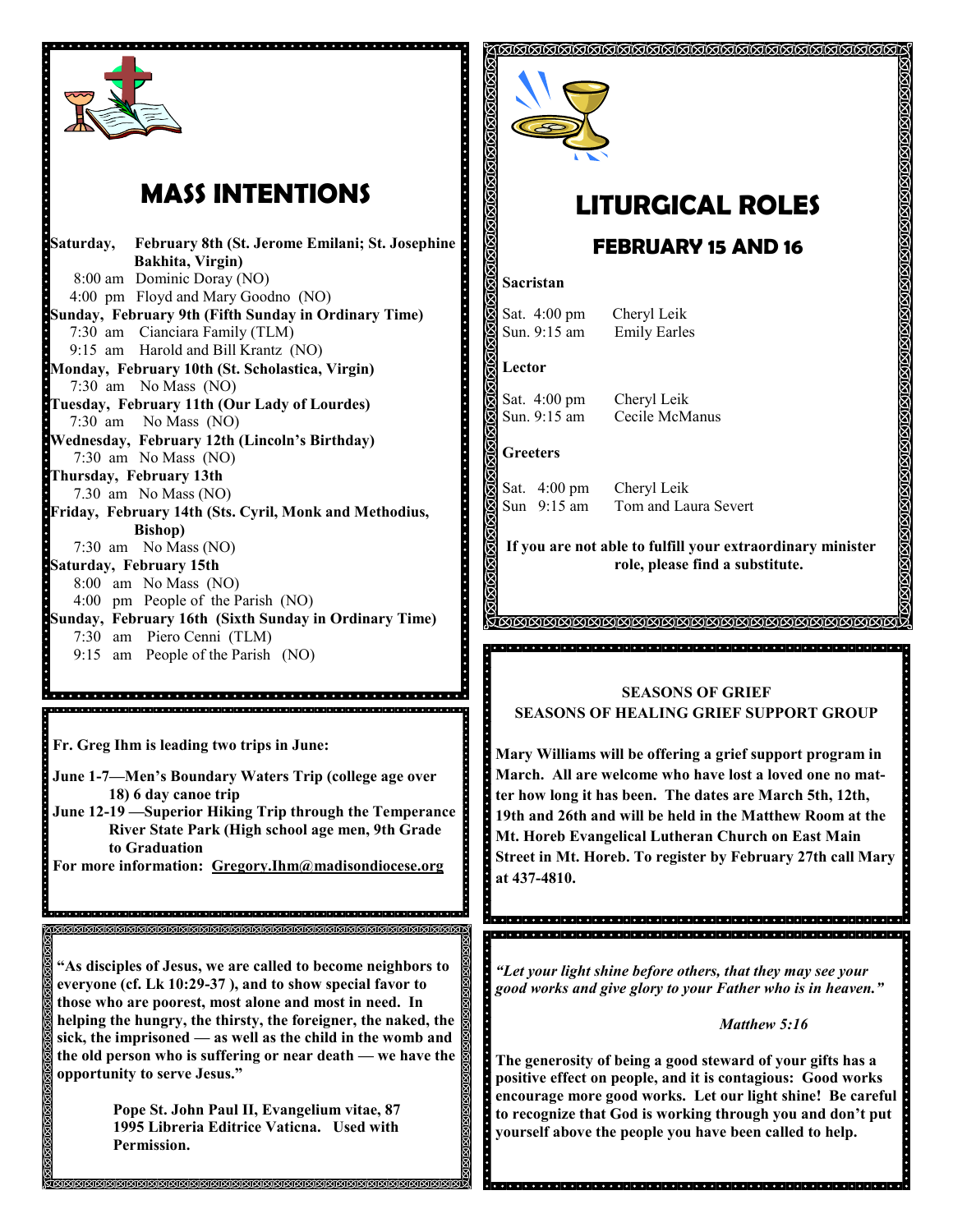# MASS INTENTIONS

**Saturday, February 8th (St. Jerome Emilani; St. Josephine Bakhita, Virgin)**
8:00 am Dominic Doray (NO)
4:00 pm Floyd and Mary Goodno (NO)

**Sunday, February 9th (Fifth Sunday in Ordinary Time)**
7:30 am Cianciara Family (TLM)
9:15 am Harold and Bill Krantz (NO)

**Monday, February 10th (St. Scholastica, Virgin)**
7:30 am No Mass (NO)

**Tuesday, February 11th (Our Lady of Lourdes)**
7:30 am No Mass (NO)

**Wednesday, February 12th (Lincoln's Birthday)**
7:30 am No Mass (NO)

**Thursday, February 13th**
7.30 am No Mass (NO)

**Friday, February 14th (Sts. Cyril, Monk and Methodius, Bishop)**
7:30 am No Mass (NO)

**Saturday, February 15th**
8:00 am No Mass (NO)
4:00 pm People of the Parish (NO)

**Sunday, February 16th (Sixth Sunday in Ordinary Time)**
7:30 am Piero Cenni (TLM)
9:15 am People of the Parish (NO)

**Fr. Greg Ihm is leading two trips in June:**

**June 1-7—Men's Boundary Waters Trip (college age over 18) 6 day canoe trip**
**June 12-19 —Superior Hiking Trip through the Temperance River State Park (High school age men, 9th Grade to Graduation**
**For more information: Gregory.Ihm@madisondiocese.org**

**"As disciples of Jesus, we are called to become neighbors to everyone (cf. Lk 10:29-37 ), and to show special favor to those who are poorest, most alone and most in need. In helping the hungry, the thirsty, the foreigner, the naked, the sick, the imprisoned — as well as the child in the womb and the old person who is suffering or near death — we have the opportunity to serve Jesus."**

**Pope St. John Paul II, Evangelium vitae, 87**
**1995 Libreria Editrice Vaticna. Used with Permission.**

# LITURGICAL ROLES

## FEBRUARY 15 AND 16

**Sacristan**

Sat. 4:00 pm Cheryl Leik
Sun. 9:15 am Emily Earles

**Lector**

Sat. 4:00 pm Cheryl Leik
Sun. 9:15 am Cecile McManus

**Greeters**

Sat. 4:00 pm Cheryl Leik
Sun 9:15 am Tom and Laura Severt

**If you are not able to fulfill your extraordinary minister role, please find a substitute.**

**SEASONS OF GRIEF**
**SEASONS OF HEALING GRIEF SUPPORT GROUP**

**Mary Williams will be offering a grief support program in March. All are welcome who have lost a loved one no matter how long it has been. The dates are March 5th, 12th, 19th and 26th and will be held in the Matthew Room at the Mt. Horeb Evangelical Lutheran Church on East Main Street in Mt. Horeb. To register by February 27th call Mary at 437-4810.**

***"Let your light shine before others, that they may see your good works and give glory to your Father who is in heaven."***

***Matthew 5:16***

**The generosity of being a good steward of your gifts has a positive effect on people, and it is contagious: Good works encourage more good works. Let our light shine! Be careful to recognize that God is working through you and don't put yourself above the people you have been called to help.**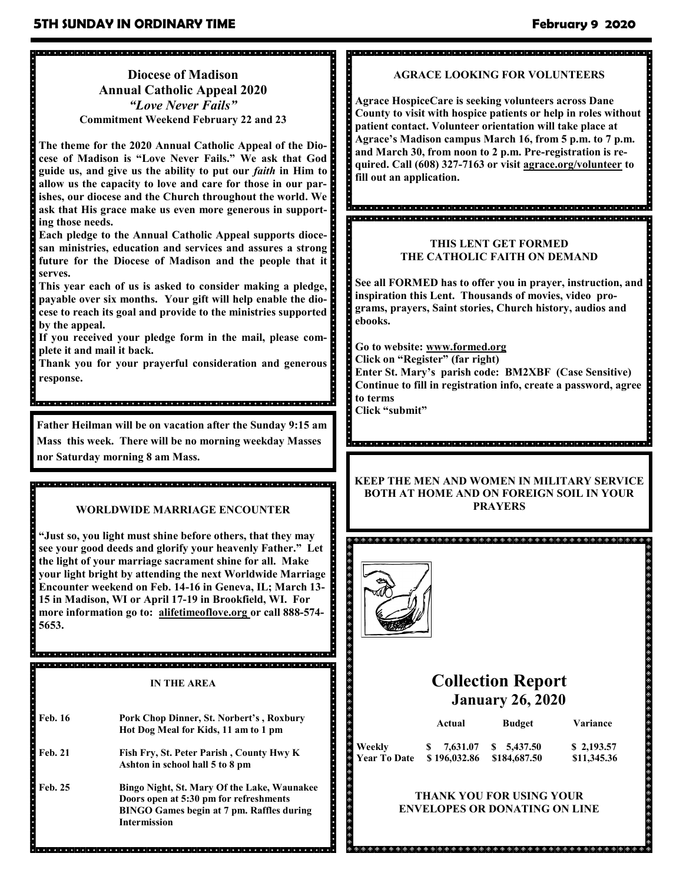## Diocese of Madison Annual Catholic Appeal 2020

### *"Love Never Fails"*

**Commitment Weekend February 22 and 23**

**The theme for the 2020 Annual Catholic Appeal of the Diocese of Madison is "Love Never Fails." We ask that God guide us, and give us the ability to put our *faith* in Him to allow us the capacity to love and care for those in our parishes, our diocese and the Church throughout the world. We ask that His grace make us even more generous in supporting those needs.**

**Each pledge to the Annual Catholic Appeal supports diocesan ministries, education and services and assures a strong future for the Diocese of Madison and the people that it serves.**

**This year each of us is asked to consider making a pledge, payable over six months. Your gift will help enable the diocese to reach its goal and provide to the ministries supported by the appeal.**

**If you received your pledge form in the mail, please complete it and mail it back.**

**Thank you for your prayerful consideration and generous response.**

**Father Heilman will be on vacation after the Sunday 9:15 am Mass this week. There will be no morning weekday Masses nor Saturday morning 8 am Mass.**

### WORLDWIDE MARRIAGE ENCOUNTER

**"Just so, you light must shine before others, that they may see your good deeds and glorify your heavenly Father." Let the light of your marriage sacrament shine for all. Make your light bright by attending the next Worldwide Marriage Encounter weekend on Feb. 14-16 in Geneva, IL; March 13-15 in Madison, WI or April 17-19 in Brookfield, WI. For more information go to: alifetimeoflove.org or call 888-574-5653.**

### IN THE AREA

| | |
|---|---|
| **Feb. 16** | **Pork Chop Dinner, St. Norbert's , Roxbury Hot Dog Meal for Kids, 11 am to 1 pm** |
| **Feb. 21** | **Fish Fry, St. Peter Parish , County Hwy K Ashton in school hall 5 to 8 pm** |
| **Feb. 25** | **Bingo Night, St. Mary Of the Lake, Waunakee Doors open at 5:30 pm for refreshments BINGO Games begin at 7 pm. Raffles during Intermission** |

### AGRACE LOOKING FOR VOLUNTEERS

**Agrace HospiceCare is seeking volunteers across Dane County to visit with hospice patients or help in roles without patient contact. Volunteer orientation will take place at Agrace's Madison campus March 16, from 5 p.m. to 7 p.m. and March 30, from noon to 2 p.m. Pre-registration is required. Call (608) 327-7163 or visit agrace.org/volunteer to fill out an application.**

### THIS LENT GET FORMED THE CATHOLIC FAITH ON DEMAND

**See all FORMED has to offer you in prayer, instruction, and inspiration this Lent. Thousands of movies, video programs, prayers, Saint stories, Church history, audios and ebooks.**

**Go to website: www.formed.org**
**Click on "Register" (far right)**
**Enter St. Mary's parish code: BM2XBF (Case Sensitive)**
**Continue to fill in registration info, create a password, agree to terms**
**Click "submit"**

### KEEP THE MEN AND WOMEN IN MILITARY SERVICE BOTH AT HOME AND ON FOREIGN SOIL IN YOUR PRAYERS

## Collection Report

### January 26, 2020

| | Actual | Budget | Variance |
|---|---|---|---|
| Weekly | $ 7,631.07 | $ 5,437.50 | $ 2,193.57 |
| Year To Date | $ 196,032.86 | $184,687.50 | $11,345.36 |

**THANK YOU FOR USING YOUR ENVELOPES OR DONATING ON LINE**